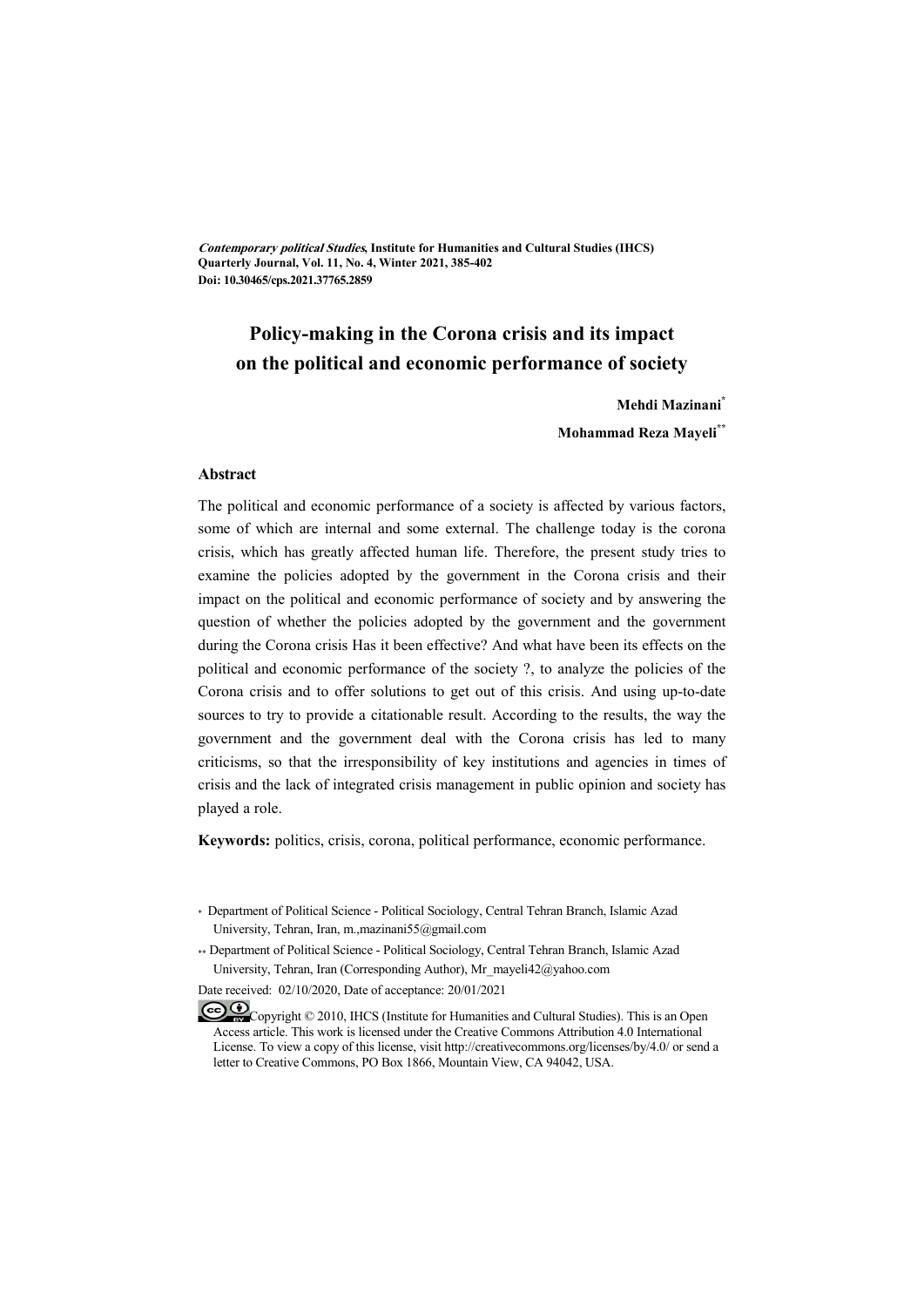# Policy-making in the Corona crisis and its impact on the political and economic performance of society

**Mehdi Mazinani**[*]

**Mohammad Reza Mayeli**[**]

## Abstract

The political and economic performance of a society is affected by various factors, some of which are internal and some external. The challenge today is the corona crisis, which has greatly affected human life. Therefore, the present study tries to examine the policies adopted by the government in the Corona crisis and their impact on the political and economic performance of society and by answering the question of whether the policies adopted by the government and the government during the Corona crisis Has it been effective? And what have been its effects on the political and economic performance of the society ?, to analyze the policies of the Corona crisis and to offer solutions to get out of this crisis. And using up-to-date sources to try to provide a citationable result. According to the results, the way the government and the government deal with the Corona crisis has led to many criticisms, so that the irresponsibility of key institutions and agencies in times of crisis and the lack of integrated crisis management in public opinion and society has played a role.

**Keywords:** politics, crisis, corona, political performance, economic performance.

---

[*] Department of Political Science - Political Sociology, Central Tehran Branch, Islamic Azad University, Tehran, Iran, m.,mazinani55@gmail.com

[**] Department of Political Science - Political Sociology, Central Tehran Branch, Islamic Azad University, Tehran, Iran (Corresponding Author), Mr_mayeli42@yahoo.com

Date received: 02/10/2020, Date of acceptance: 20/01/2021

Copyright © 2010, IHCS (Institute for Humanities and Cultural Studies). This is an Open Access article. This work is licensed under the Creative Commons Attribution 4.0 International License. To view a copy of this license, visit http://creativecommons.org/licenses/by/4.0/ or send a letter to Creative Commons, PO Box 1866, Mountain View, CA 94042, USA.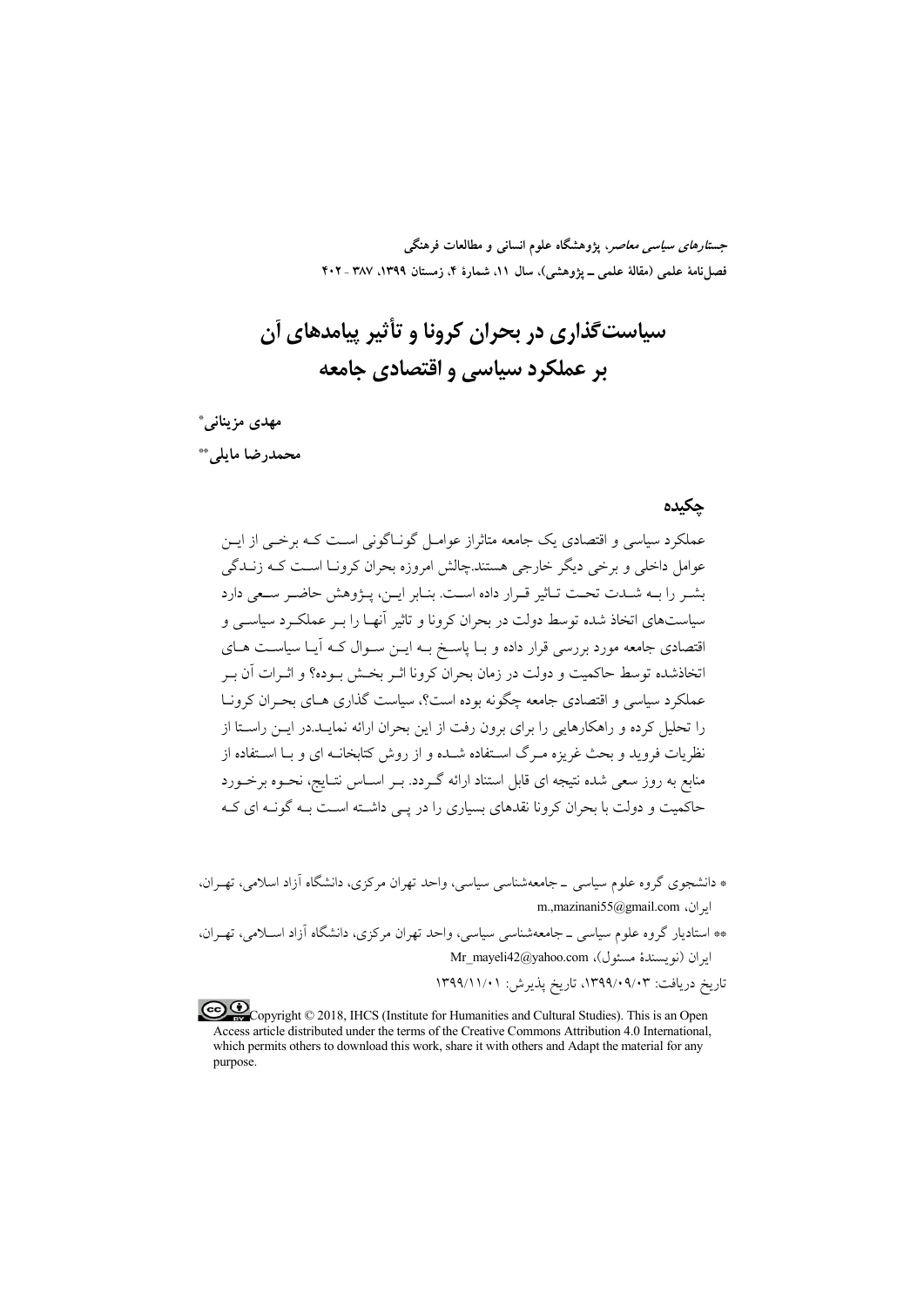# سیاست‌گذاری در بحران کرونا و تأثیر پیامدهای آن بر عملکرد سیاسی و اقتصادی جامعه

**مهدی مزینانی**[*]

**محمدرضا مایلی**[**]

## چکیده

عملکرد سیاسی و اقتصادی یک جامعه متاثراز عوامل گوناگونی است که برخی از این عوامل داخلی و برخی دیگر خارجی هستند.چالش امروزه بحران کرونا است که زندگی بشر را به شدت تحت تاثیر قرار داده است. بنابر این، پژوهش حاضر سعی دارد سیاست‌های اتخاذ شده توسط دولت در بحران کرونا و تاثیر آنها را بر عملکرد سیاسی و اقتصادی جامعه مورد بررسی قرار داده و با پاسخ به این سوال که آیا سیاست های اتخاذشده توسط حاکمیت و دولت در زمان بحران کرونا اثر بخش بوده؟ و اثرات آن بر عملکرد سیاسی و اقتصادی جامعه چگونه بوده است؟، سیاست گذاری های بحران کرونا را تحلیل کرده و راهکارهایی را برای برون رفت از این بحران ارائه نماید.در این راستا از نظریات فروید و بحث غریزه مرگ استفاده شده و از روش کتابخانه ای و با استفاده از منابع به روز سعی شده نتیجه ای قابل استناد ارائه گردد. بر اساس نتایج، نحوه برخورد حاکمیت و دولت با بحران کرونا نقدهای بسیاری را در پی داشته است به گونه ای که

---

[*] دانشجوی گروه علوم سیاسی ـ جامعه‌شناسی سیاسی، واحد تهران مرکزی، دانشگاه آزاد اسلامی، تهران، ایران، m.,mazinani55@gmail.com

[**] استادیار گروه علوم سیاسی ـ جامعه‌شناسی سیاسی، واحد تهران مرکزی، دانشگاه آزاد اسلامی، تهران، ایران (نویسندهٔ مسئول)، Mr_mayeli42@yahoo.com

تاریخ دریافت: ۱۳۹۹/۰۹/۰۳، تاریخ پذیرش: ۱۳۹۹/۱۱/۰۱

Copyright © 2018, IHCS (Institute for Humanities and Cultural Studies). This is an Open Access article distributed under the terms of the Creative Commons Attribution 4.0 International, which permits others to download this work, share it with others and Adapt the material for any purpose.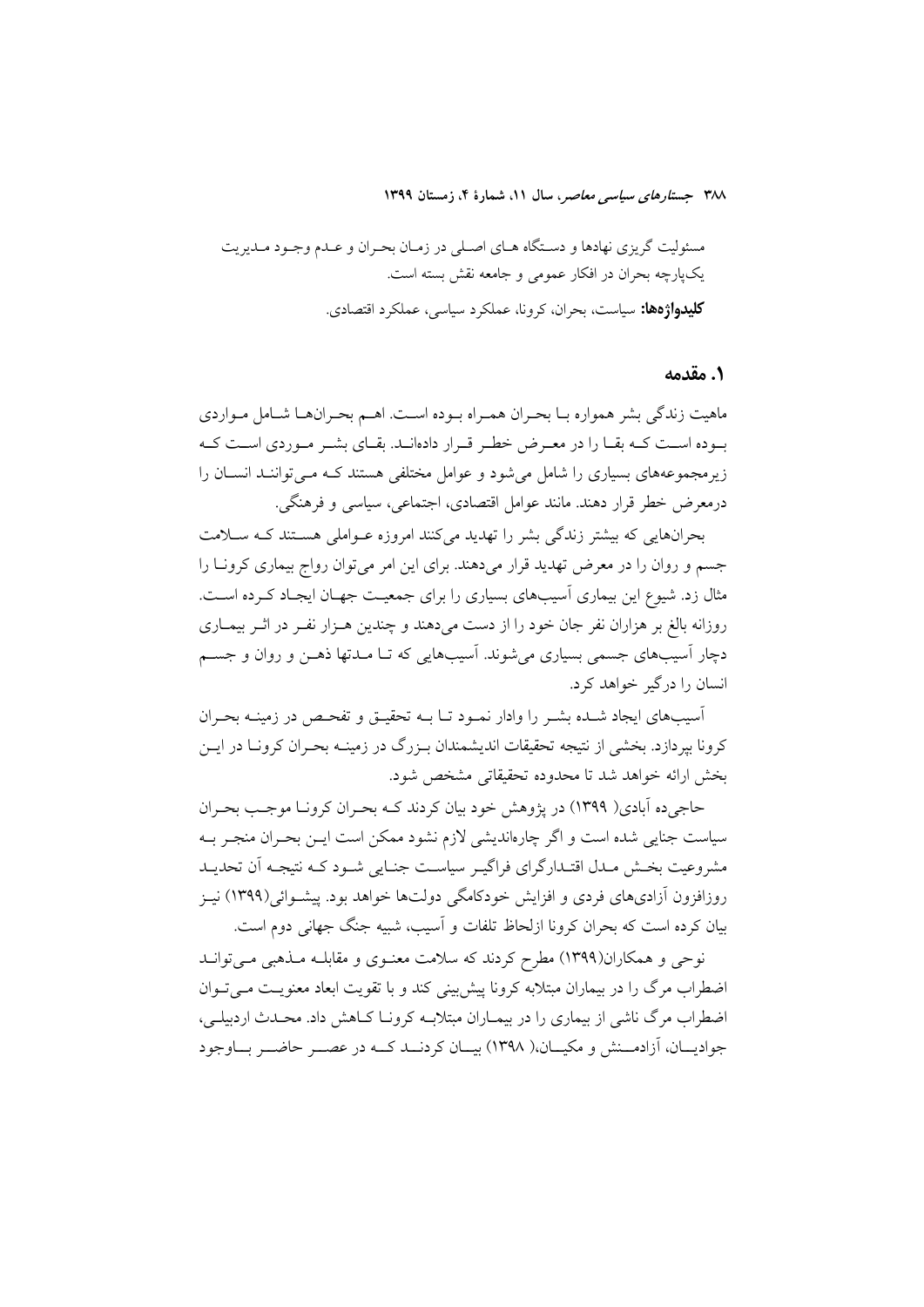مسئولیت گریزی نهادها و دستگاه های اصلی در زمان بحران و عدم وجود مدیریت یک‌پارچه بحران در افکار عمومی و جامعه نقش بسته است.

**کلیدواژه‌ها:** سیاست، بحران، کرونا، عملکرد سیاسی، عملکرد اقتصادی.

## ۱. مقدمه

ماهیت زندگی بشر همواره با بحران همراه بوده است. اهم بحران‌ها شامل مواردی بوده است که بقا را در معرض خطر قرار داده‌اند. بقای بشر موردی است که زیرمجموعه‌های بسیاری را شامل می‌شود و عوامل مختلفی هستند که می‌توانند انسان را درمعرض خطر قرار دهند. مانند عوامل اقتصادی، اجتماعی، سیاسی و فرهنگی.

بحران‌هایی که بیشتر زندگی بشر را تهدید می‌کنند امروزه عواملی هستند که سلامت جسم و روان را در معرض تهدید قرار می‌دهند. برای این امر می‌توان رواج بیماری کرونا را مثال زد. شیوع این بیماری آسیب‌های بسیاری را برای جمعیت جهان ایجاد کرده است. روزانه بالغ بر هزاران نفر جان خود را از دست می‌دهند و چندین هزار نفر در اثر بیماری دچار آسیب‌های جسمی بسیاری می‌شوند. آسیب‌هایی که تا مدت‌ها ذهن و روان و جسم انسان را درگیر خواهد کرد.

آسیب‌های ایجاد شده بشر را وادار نمود تا به تحقیق و تفحص در زمینه بحران کرونا بپردازد. بخشی از نتیجه تحقیقات اندیشمندان بزرگ در زمینه بحران کرونا در این بخش ارائه خواهد شد تا محدوده تحقیقاتی مشخص شود.

حاجی‌ده آبادی( ۱۳۹۹) در پژوهش خود بیان کردند که بحران کرونا موجب بحران سیاست جنایی شده است و اگر چاره‌اندیشی لازم نشود ممکن است این بحران منجر به مشروعیت بخش مدل اقتدارگرای فراگیر سیاست جنایی شود که نتیجه آن تحدید روزافزون آزادی‌های فردی و افزایش خودکامگی دولت‌ها خواهد بود. پیشوائی(۱۳۹۹) نیز بیان کرده است که بحران کرونا ازلحاظ تلفات و آسیب، شبیه جنگ جهانی دوم است.

نوحی و همکاران(۱۳۹۹) مطرح کردند که سلامت معنوی و مقابله مذهبی می‌تواند اضطراب مرگ را در بیماران مبتلابه کرونا پیش‌بینی کند و با تقویت ابعاد معنویت می‌توان اضطراب مرگ ناشی از بیماری را در بیماران مبتلابه کرونا کاهش داد. محدث اردبیلی، جوادیان، آزادمنش و مکیان،( ۱۳۹۸) بیان کردند که در عصر حاضر باوجود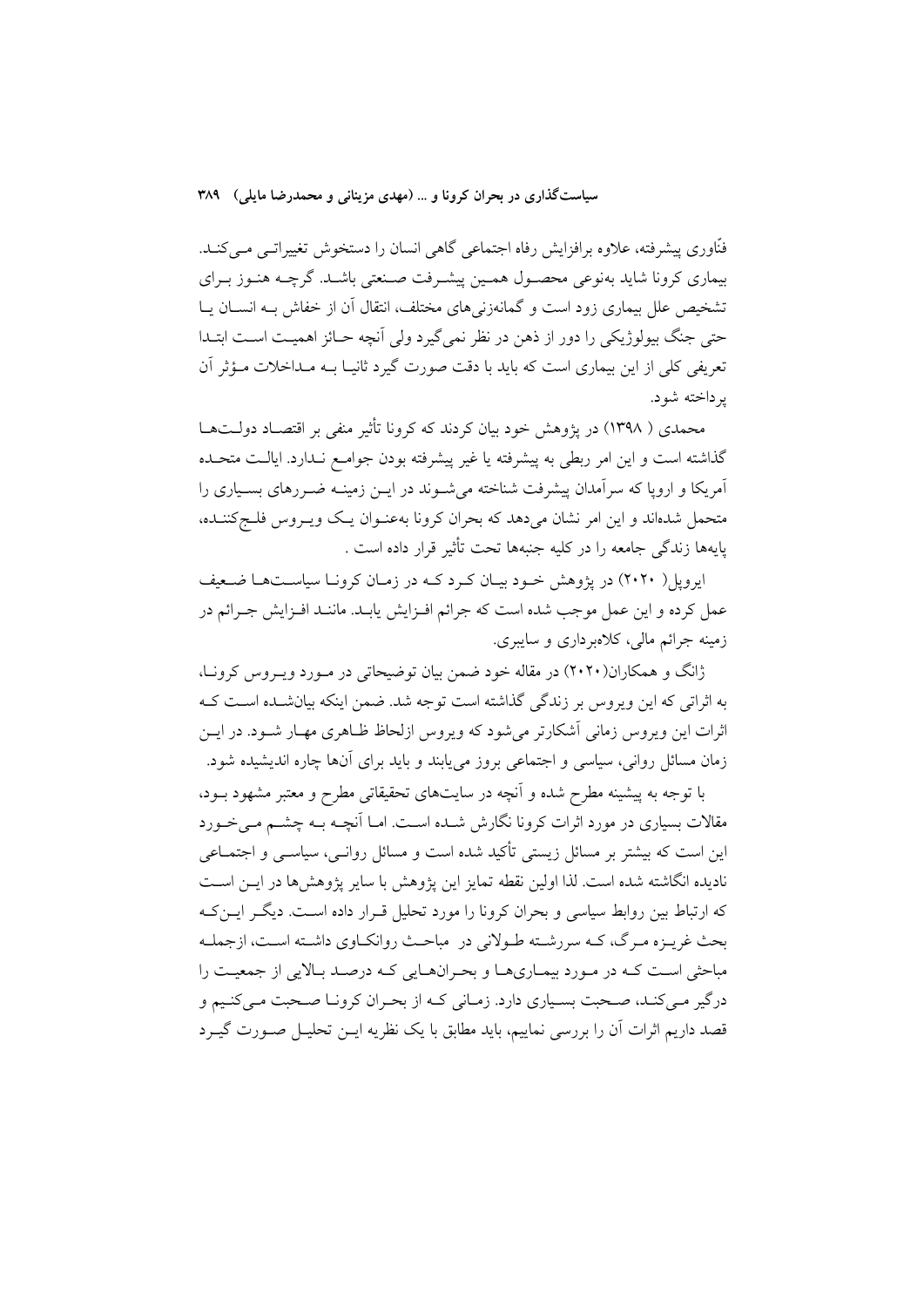فنّاوری پیشرفته، علاوه برافزایش رفاه اجتماعی گاهی انسان را دستخوش تغییراتی می‌کند. بیماری کرونا شاید به‌نوعی محصول همین پیشرفت صنعتی باشد. گرچه هنوز برای تشخیص علل بیماری زود است و گمانه‌زنی‌های مختلف، انتقال آن از خفاش به انسان یا حتی جنگ بیولوژیکی را دور از ذهن در نظر نمی‌گیرد ولی آنچه حائز اهمیت است ابتدا تعریفی کلی از این بیماری است که باید با دقت صورت گیرد ثانیا به مداخلات مؤثر آن پرداخته شود.

محمدی ( ۱۳۹۸) در پژوهش خود بیان کردند که کرونا تأثیر منفی بر اقتصاد دولت‌ها گذاشته است و این امر ربطی به پیشرفته یا غیر پیشرفته بودن جوامع ندارد. ایالت متحده آمریکا و اروپا که سرآمدان پیشرفت شناخته می‌شوند در این زمینه ضررهای بسیاری را متحمل شده‌اند و این امر نشان می‌دهد که بحران کرونا به‌عنوان یک ویروس فلج‌کننده، پایه‌ها زندگی جامعه را در کلیه جنبه‌ها تحت تأثیر قرار داده است .

ایروپل( ۲۰۲۰) در پژوهش خود بیان کرد که در زمان کرونا سیاست‌ها ضعیف عمل کرده و این عمل موجب شده است که جرائم افزایش یابد. مانند افزایش جرائم در زمینه جرائم مالی، کلاه‌برداری و سایبری.

ژانگ و همکاران(۲۰۲۰) در مقاله خود ضمن بیان توضیحاتی در مورد ویروس کرونا، به اثراتی که این ویروس بر زندگی گذاشته است توجه شد. ضمن اینکه بیان‌شده است که اثرات این ویروس زمانی آشکارتر می‌شود که ویروس ازلحاظ ظاهری مهار شود. در این زمان مسائل روانی، سیاسی و اجتماعی بروز می‌یابند و باید برای آن‌ها چاره اندیشیده شود.

با توجه به پیشینه مطرح شده و آنچه در سایت‌های تحقیقاتی مطرح و معتبر مشهود بود، مقالات بسیاری در مورد اثرات کرونا نگارش شده است. اما آنچه به چشم می‌خورد این است که بیشتر بر مسائل زیستی تأکید شده است و مسائل روانی، سیاسی و اجتماعی نادیده انگاشته شده است. لذا اولین نقطه تمایز این پژوهش با سایر پژوهش‌ها در این است که ارتباط بین روابط سیاسی و بحران کرونا را مورد تحلیل قرار داده است. دیگر این‌که بحث غریزه مرگ، که سررشته طولانی در مباحث روانکاوی داشته است، ازجمله مباحثی است که در مورد بیماری‌ها و بحران‌هایی که درصد بالایی از جمعیت را درگیر می‌کند، صحبت بسیاری دارد. زمانی که از بحران کرونا صحبت می‌کنیم و قصد داریم اثرات آن را بررسی نماییم، باید مطابق با یک نظریه این تحلیل صورت گیرد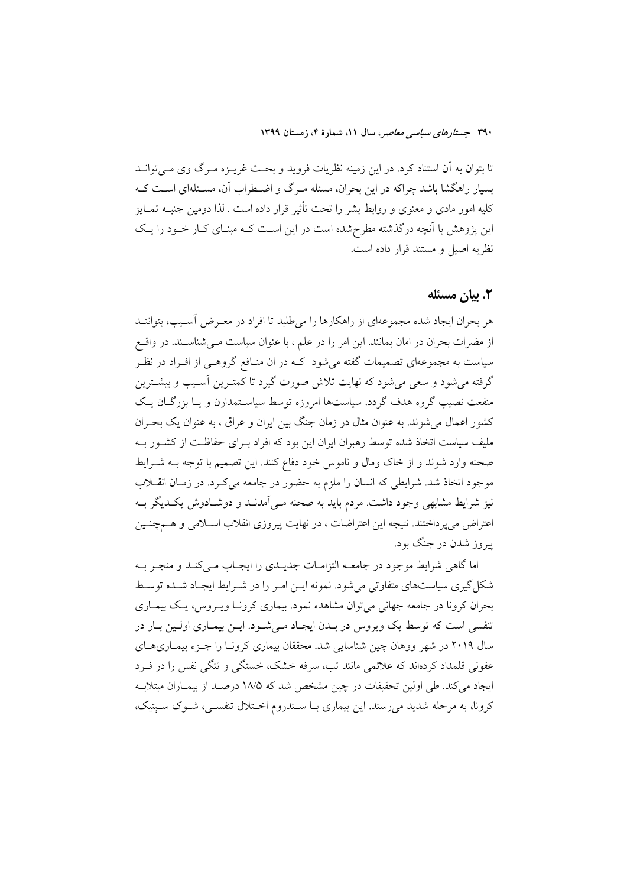تا بتوان به آن استناد کرد. در این زمینه نظریات فروید و بحث غریزه مرگ وی می‌تواند بسیار راهگشا باشد چراکه در این بحران، مسئله مرگ و اضطراب آن، مسئله‌ای است که کلیه امور مادی و معنوی و روابط بشر را تحت تأثیر قرار داده است . لذا دومین جنبه تمایز این پژوهش با آنچه درگذشته مطرح‌شده است در این است که مبنای کار خود را یک نظریه اصیل و مستند قرار داده است.

## ۲. بیان مسئله

هر بحران ایجاد شده مجموعه‌ای از راهکارها را می‌طلبد تا افراد در معرض آسیب، بتوانند از مضرات بحران در امان بمانند. این امر را در علم ، با عنوان سیاست می‌شناسند. در واقع سیاست به مجموعه‌ای تصمیمات گفته می‌شود که در ان منافع گروهی از افراد در نظر گرفته می‌شود و سعی می‌شود که نهایت تلاش صورت گیرد تا کمترین آسیب و بیشترین منفعت نصیب گروه هدف گردد. سیاست‌ها امروزه توسط سیاستمدارن و یا بزرگان یک کشور اعمال می‌شوند. به عنوان مثال در زمان جنگ بین ایران و عراق ، به عنوان یک بحران ملیف سیاست اتخاذ شده توسط رهبران ایران این بود که افراد برای حفاظت از کشور به صحنه وارد شوند و از خاک ومال و ناموس خود دفاع کنند. این تصمیم با توجه به شرایط موجود اتخاذ شد. شرایطی که انسان را ملزم به حضور در جامعه می‌کرد. در زمان انقلاب نیز شرایط مشابهی وجود داشت. مردم باید به صحنه می‌آمدند و دوشادوش یکدیگر به اعتراض می‌پرداختند. نتیجه این اعتراضات ، در نهایت پیروزی انقلاب اسلامی و همچنین پیروز شدن در جنگ بود.

اما گاهی شرایط موجود در جامعه التزامات جدیدی را ایجاب می‌کند و منجر به شکل‌گیری سیاست‌های متفاوتی می‌شود. نمونه این امر را در شرایط ایجاد شده توسط بحران کرونا در جامعه جهانی می‌توان مشاهده نمود. بیماری کرونا ویروس، یک بیماری تنفسی است که توسط یک ویروس در بدن ایجاد می‌شود. این بیماری اولین بار در سال ۲۰۱۹ در شهر ووهان چین شناسایی شد. محققان بیماری کرونا را جزء بیماری‌های عفونی قلمداد کرده‌اند که علائمی مانند تب، سرفه خشک، خستگی و تنگی نفس را در فرد ایجاد می‌کند. طی اولین تحقیقات در چین مشخص شد که ۱۸/۵ درصد از بیماران مبتلابه کرونا، به مرحله شدید می‌رسند. این بیماری با سندروم اختلال تنفسی، شوک سپتیک،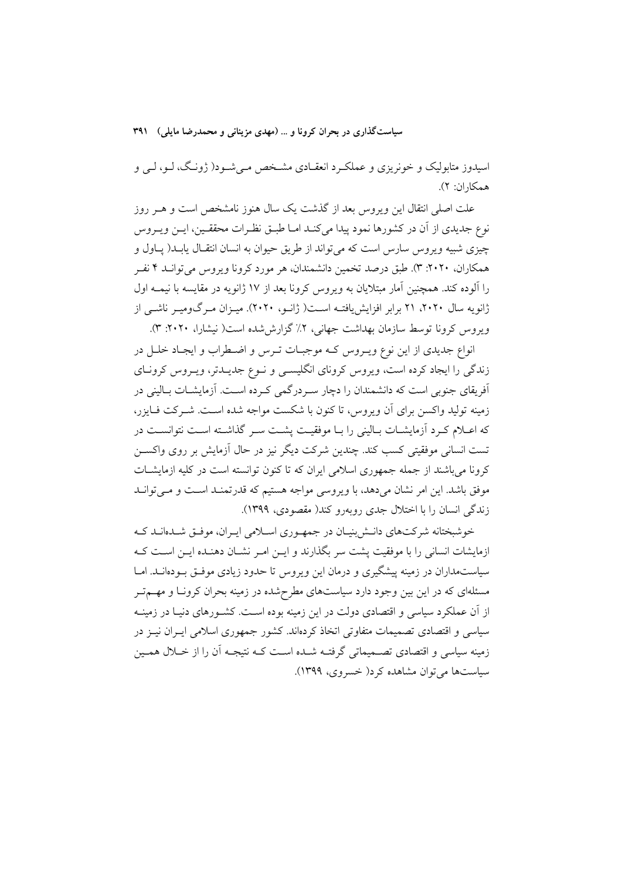اسیدوز متابولیک و خونریزی و عملکـرد انعقـادی مشـخص مـی‌شـود( ژونـگ، لـو، لـی و همکاران: ۲).

علت اصلی انتقال این ویروس بعد از گذشت یک سال هنوز نامشخص است و هـر روز نوع جدیدی از آن در کشورها نمود پیدا می‌کنـد امـا طبـق نظـرات محققـین، ایـن ویـروس چیزی شبیه ویروس سارس است که می‌تواند از طریق حیوان به انسان انتقـال یابـد( پـاول و همکاران، ۲۰۲۰: ۳). طبق درصد تخمین دانشمندان، هر مورد کرونا ویروس می‌توانـد ۴ نفـر را آلوده کند. همچنین آمار مبتلایان به ویروس کرونا بعد از ۱۷ ژانویه در مقایسه با نیمـه اول ژانویه سال ۲۰۲۰، ۲۱ برابر افزایش‌یافتـه اسـت( ژانـو، ۲۰۲۰). میـزان مـرگ‌ومیـر ناشـی از ویروس کرونا توسط سازمان بهداشت جهانی، ۲٪ گزارش‌شده است( نیشارا، ۲۰۲۰: ۳).

انواع جدیدی از این نوع ویـروس کـه موجبـات تـرس و اضـطراب و ایجـاد خلـل در زندگی را ایجاد کرده است، ویروس کرونای انگلیسـی و نـوع جدیـدتر، ویـروس کرونـای آفریقای جنوبی است که دانشمندان را دچار سـردرگمی کـرده اسـت. آزمایشـات بـالینی در زمینه تولید واکسن برای آن ویروس، تا کنون با شکست مواجه شده اسـت. شـرکت فـایزر، که اعـلام کـرد آزمایشـات بـالینی را بـا موفقیـت پشـت سـر گذاشـته اسـت نتوانسـت در تست انسانی موفقیتی کسب کند. چندین شرکت دیگر نیز در حال آزمایش بر روی واکسـن کرونا می‌باشند از جمله جمهوری اسلامی ایران که تا کنون توانسته است در کلیه ازمایشـات موفق باشد. این امر نشان می‌دهد، با ویروسی مواجه هستیم که قدرتمنـد اسـت و مـی‌توانـد زندگی انسان را با اختلال جدی روبه‌رو کند( مقصودی، ۱۳۹۹).

خوشبختانه شرکت‌های دانـش‌بنیـان در جمهـوری اسـلامی ایـران، موفـق شـده‌انـد کـه ازمایشات انسانی را با موفقیت پشت سر بگذارند و ایـن امـر نشـان دهنـده ایـن اسـت کـه سیاستمداران در زمینه پیشگیری و درمان این ویروس تا حدود زیادی موفـق بـوده‌انـد. امـا مسئله‌ای که در این بین وجود دارد سیاست‌های مطرح‌شده در زمینه بحران کرونـا و مهـم‌تـر از آن عملکرد سیاسی و اقتصادی دولت در این زمینه بوده اسـت. کشـورهای دنیـا در زمینـه سیاسی و اقتصادی تصمیمات متفاوتی اتخاذ کرده‌اند. کشور جمهوری اسلامی ایـران نیـز در زمینه سیاسی و اقتصادی تصـمیماتی گرفتـه شـده اسـت کـه نتیجـه آن را از خـلال همـین سیاست‌ها می‌توان مشاهده کرد( خسروی، ۱۳۹۹).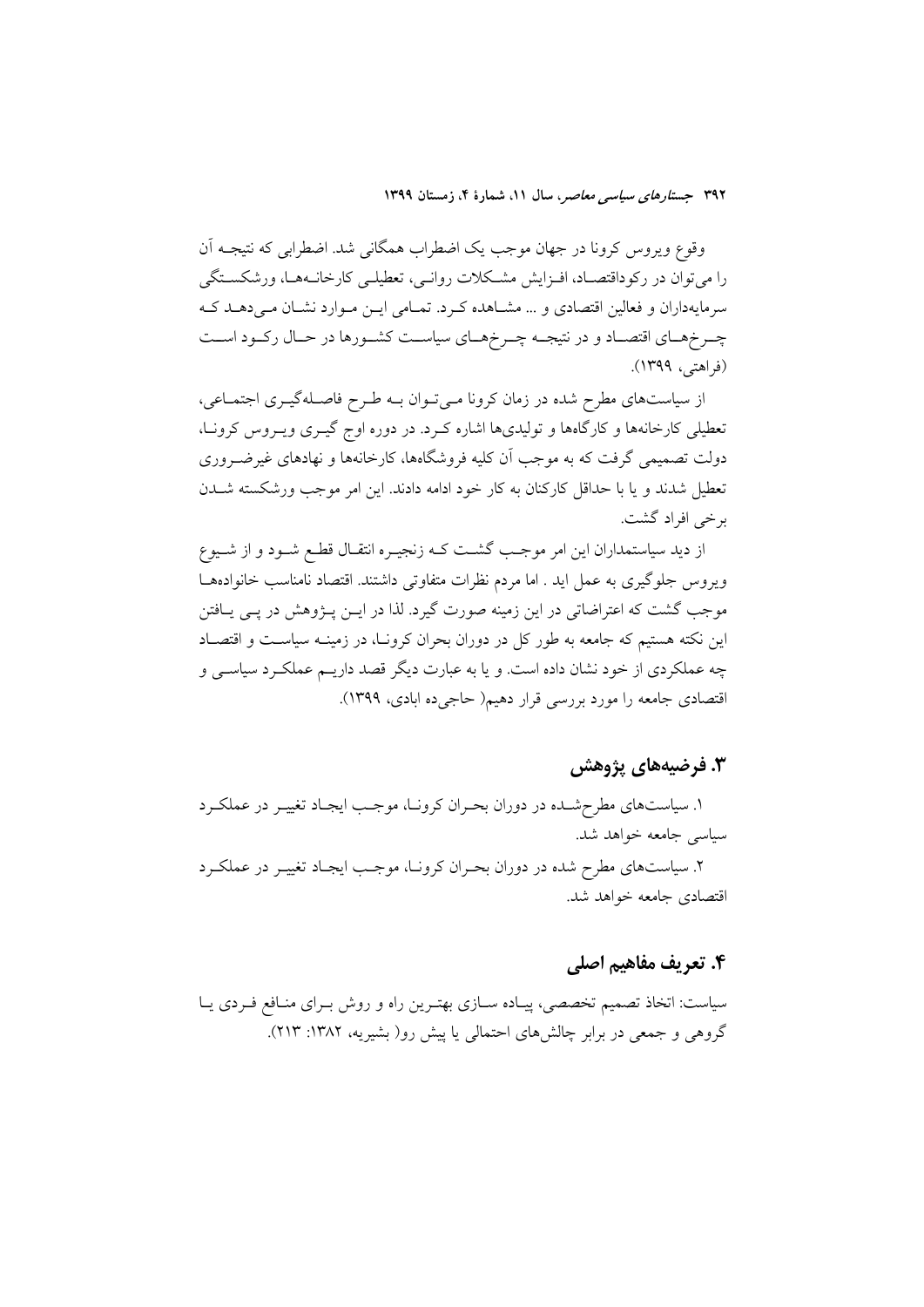وقوع ویروس کرونا در جهان موجب یک اضطراب همگانی شد. اضطرابی که نتیجه آن را می‌توان در رکوداقتصاد، افزایش مشکلات روانی، تعطیلی کارخانه‌ها، ورشکستگی سرمایه‌داران و فعالین اقتصادی و ... مشاهده کرد. تمامی این موارد نشان می‌دهد که چرخ‌های اقتصاد و در نتیجه چرخ‌های سیاست کشورها در حال رکود است (فراهتی، ۱۳۹۹).

از سیاست‌های مطرح شده در زمان کرونا می‌توان به طرح فاصله‌گیری اجتماعی، تعطیلی کارخانه‌ها و کارگاه‌ها و تولیدی‌ها اشاره کرد. در دوره اوج گیری ویروس کرونا، دولت تصمیمی گرفت که به موجب آن کلیه فروشگاه‌ها، کارخانه‌ها و نهادهای غیرضروری تعطیل شدند و یا با حداقل کارکنان به کار خود ادامه دادند. این امر موجب ورشکسته شدن برخی افراد گشت.

از دید سیاستمداران این امر موجب گشت که زنجیره انتقال قطع شود و از شیوع ویروس جلوگیری به عمل اید . اما مردم نظرات متفاوتی داشتند. اقتصاد نامناسب خانواده‌ها موجب گشت که اعتراضاتی در این زمینه صورت گیرد. لذا در این پژوهش در پی یافتن این نکته هستیم که جامعه به طور کل در دوران بحران کرونا، در زمینه سیاست و اقتصاد چه عملکردی از خود نشان داده است. و یا به عبارت دیگر قصد داریم عملکرد سیاسی و اقتصادی جامعه را مورد بررسی قرار دهیم( حاجی‌ده ابادی، ۱۳۹۹).

## ۳. فرضیه‌های پژوهش

۱. سیاست‌های مطرح‌شده در دوران بحران کرونا، موجب ایجاد تغییر در عملکرد سیاسی جامعه خواهد شد.

۲. سیاست‌های مطرح شده در دوران بحران کرونا، موجب ایجاد تغییر در عملکرد اقتصادی جامعه خواهد شد.

## ۴. تعریف مفاهیم اصلی

سیاست: اتخاذ تصمیم تخصصی، پیاده سازی بهترین راه و روش برای منافع فردی یا گروهی و جمعی در برابر چالش‌های احتمالی یا پیش رو( بشیریه، ۱۳۸۲: ۲۱۳).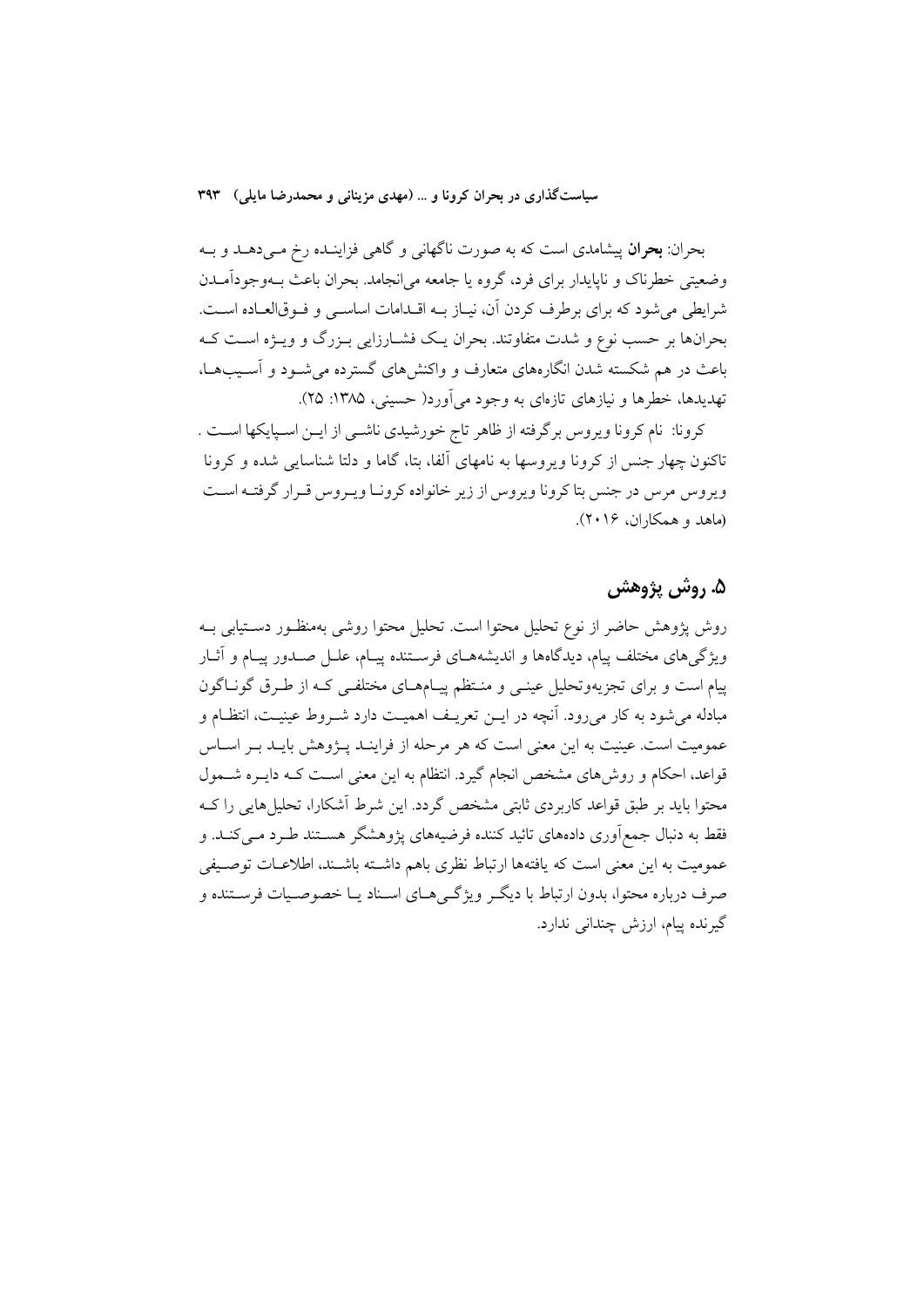بحران: **بحران** پیشامدی است که به صورت ناگهانی و گاهی فزاینـده رخ مـی‌دهـد و بـه وضعیتی خطرناک و ناپایدار برای فرد، گروه یا جامعه می‌انجامد. بحران باعث بـه‌وجودآمـدن شرایطی می‌شود که برای برطرف کردن آن، نیـاز بـه اقـدامات اساسـی و فـوق‌العـاده اسـت. بحران‌ها بر حسب نوع و شدت متفاوتند. بحران یـک فشـارزایی بـزرگ و ویـژه اسـت کـه باعث در هم شکسته شدن انگاره‌های متعارف و واکنش‌های گسترده می‌شـود و آسـیب‌هـا، تهدیدها، خطرها و نیازهای تازه‌ای به وجود می‌آورد( حسینی، ۱۳۸۵: ۲۵).

کرونا: نام کرونا ویروس برگرفته از ظاهر تاج خورشیدی ناشـی از ایـن اسـپایکها اسـت . تاکنون چهار جنس از کرونا ویروسها به نامهای آلفا، بتا، گاما و دلتا شناسایی شده و کرونا ویروس مرس در جنس بتا کرونا ویروس از زیر خانواده کرونـا ویـروس قـرار گرفتـه اسـت (ماهد و همکاران، ۲۰۱۶).

## ۵. روش پژوهش

روش پژوهش حاضر از نوع تحلیل محتوا است. تحلیل محتوا روشی به‌منظـور دسـتیابی بـه ویژگی‌های مختلف پیام، دیدگاه‌ها و اندیشه‌هـای فرسـتنده پیـام، علـل صـدور پیـام و آثـار پیام است و برای تجزیه‌وتحلیل عینـی و منـتظم پیـام‌هـای مختلفـی کـه از طـرق گونـاگون مبادله می‌شود به کار می‌رود. آنچه در ایـن تعریـف اهمیـت دارد شـروط عینیـت، انتظـام و عمومیت است. عینیت به این معنی است که هر مرحله از فراینـد پـژوهش بایـد بـر اسـاس قواعد، احکام و روش‌های مشخص انجام گیرد. انتظام به این معنی اسـت کـه دایـره شـمول محتوا باید بر طبق قواعد کاربردی ثابتی مشخص گردد. این شرط آشکارا، تحلیل‌هایی را کـه فقط به دنبال جمع‌آوری داده‌های تائید کننده فرضیه‌های پژوهشگر هسـتند طـرد مـی‌کنـد. و عمومیت به این معنی است که یافته‌ها ارتباط نظری باهم داشـته باشـند، اطلاعـات توصـیفی صرف درباره محتوا، بدون ارتباط با دیگـر ویژگـی‌هـای اسـناد یـا خصوصـیات فرسـتنده و گیرنده پیام، ارزش چندانی ندارد.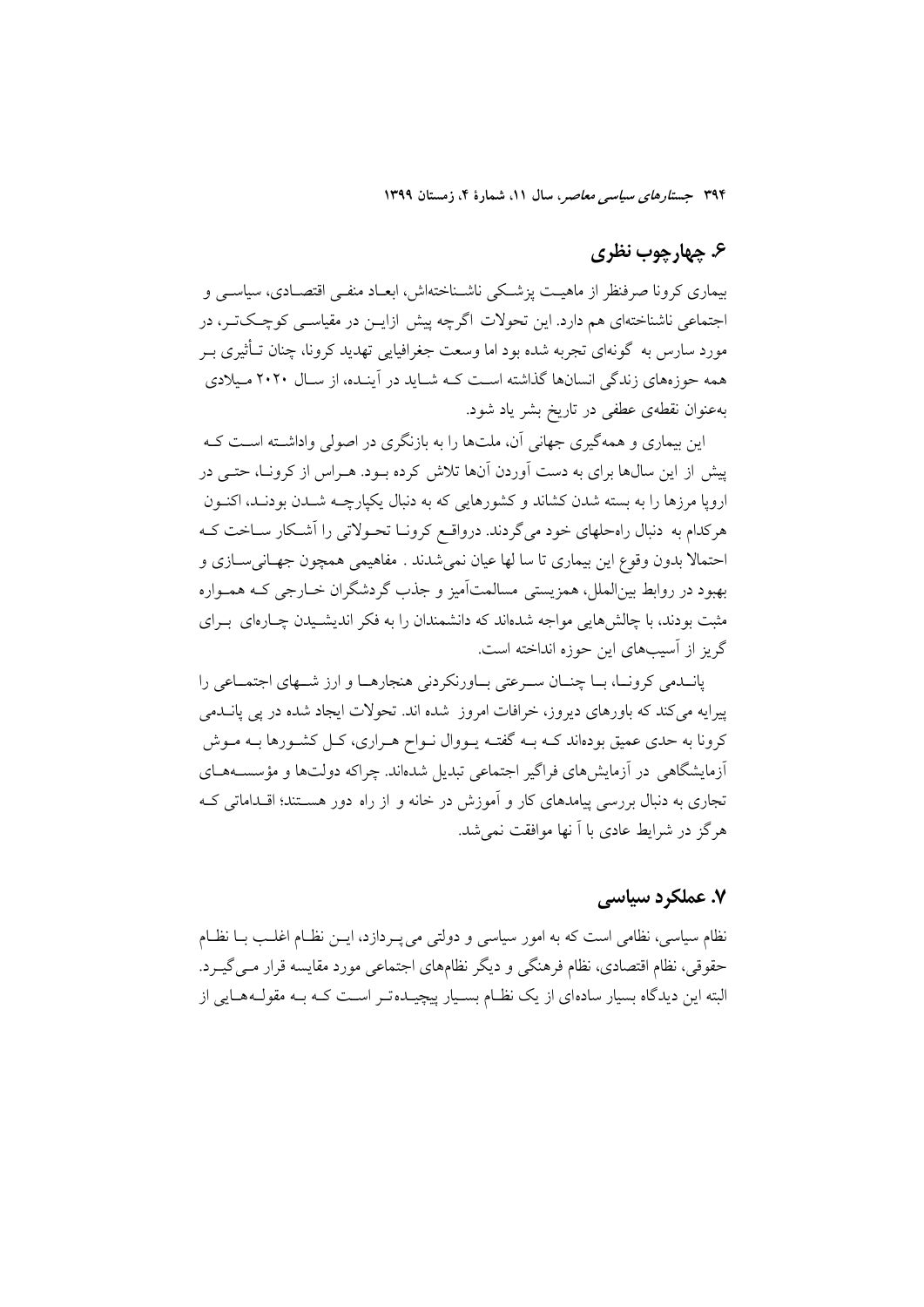## ۶. چهارچوب نظری

بیماری کرونا صرفنظر از ماهیت پزشکی ناشناخته‌اش، ابعاد منفی اقتصادی، سیاسی و اجتماعی ناشناخته‌ای هم دارد. این تحولات اگرچه پیش ازاین در مقیاسی کوچک‌تر، در مورد سارس به گونه‌ای تجربه شده بود اما وسعت جغرافیایی تهدید کرونا، چنان تأثیری بر همه حوزه‌های زندگی انسان‌ها گذاشته است که شاید در آینده، از سال ۲۰۲۰ میلادی به‌عنوان نقطه‌ی عطفی در تاریخ بشر یاد شود.

این بیماری و همه‌گیری جهانی آن، ملت‌ها را به بازنگری در اصولی واداشته است که پیش از این سال‌ها برای به دست آوردن آن‌ها تلاش کرده بود. هراس از کرونا، حتی در اروپا مرزها را به بسته شدن کشاند و کشورهایی که به دنبال یکپارچه شدن بودند، اکنون هرکدام به دنبال راه‌حلهای خود می‌گردند. درواقع کرونا تحولاتی را آشکار ساخت که احتمالا بدون وقوع این بیماری تا سا لها عیان نمی‌شدند . مفاهیمی همچون جهانی‌سازی و بهبود در روابط بین‌الملل، همزیستی مسالمت‌آمیز و جذب گردشگران خارجی که همواره مثبت بودند، با چالش‌هایی مواجه شده‌اند که دانشمندان را به فکر اندیشیدن چاره‌ای برای گریز از آسیب‌های این حوزه انداخته است.

پاندمی کرونا، با چنان سرعتی باورنکردنی هنجارها و ارز شهای اجتماعی را پیرایه می‌کند که باورهای دیروز، خرافات امروز شده اند. تحولات ایجاد شده در پی پاندمی کرونا به حدی عمیق بوده‌اند که به گفته یووال نواح هراری، کل کشورها به موش آزمایشگاهی در آزمایش‌های فراگیر اجتماعی تبدیل شده‌اند. چراکه دولت‌ها و مؤسسه‌های تجاری به دنبال بررسی پیامدهای کار و آموزش در خانه و از راه دور هستند؛ اقداماتی که هرگز در شرایط عادی با آ نها موافقت نمی‌شد.

## ۷. عملکرد سیاسی

نظام سیاسی، نظامی است که به امور سیاسی و دولتی می‌پردازد، این نظام اغلب با نظام حقوقی، نظام اقتصادی، نظام فرهنگی و دیگر نظام‌های اجتماعی مورد مقایسه قرار می‌گیرد. البته این دیدگاه بسیار ساده‌ای از یک نظام بسیار پیچیده‌تر است که به مقوله‌هایی از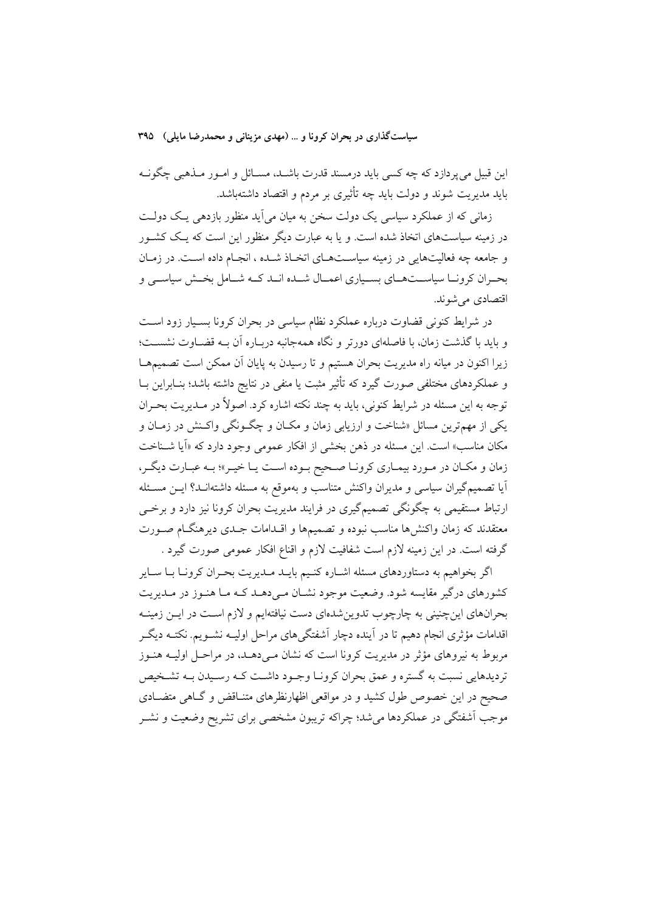این قبیل می‌پردازد که چه کسی باید درمسند قدرت باشد، مسائل و امور مذهبی چگونه باید مدیریت شوند و دولت باید چه تأثیری بر مردم و اقتصاد داشته‌باشد.

زمانی که از عملکرد سیاسی یک دولت سخن به میان می‌آید منظور بازدهی یک دولت در زمینه سیاست‌های اتخاذ شده است. و یا به عبارت دیگر منظور این است که یک کشور و جامعه چه فعالیت‌هایی در زمینه سیاست‌های اتخاذ شده ، انجام داده است. در زمان بحران کرونا سیاست‌های بسیاری اعمال شده اند که شامل بخش سیاسی و اقتصادی می‌شوند.

در شرایط کنونی قضاوت درباره عملکرد نظام سیاسی در بحران کرونا بسیار زود است و باید با گذشت زمان، با فاصله‌ای دورتر و نگاه همه‌جانبه درباره آن به قضاوت نشست؛ زیرا اکنون در میانه راه مدیریت بحران هستیم و تا رسیدن به پایان آن ممکن است تصمیم‌ها و عملکردهای مختلفی صورت گیرد که تأثیر مثبت یا منفی در نتایج داشته باشد؛ بنابراین با توجه به این مسئله در شرایط کنونی، باید به چند نکته اشاره کرد. اصولاً در مدیریت بحران یکی از مهم‌ترین مسائل «شناخت و ارزیابی زمان و مکان و چگونگی واکنش در زمان و مکان مناسب» است. این مسئله در ذهن بخشی از افکار عمومی وجود دارد که «آیا شناخت زمان و مکان در مورد بیماری کرونا صحیح بوده است یا خیر»؛ به عبارت دیگر، آیا تصمیم‌گیران سیاسی و مدیران واکنش متناسب و به‌موقع به مسئله داشته‌اند؟ این مسئله ارتباط مستقیمی به چگونگی تصمیم‌گیری در فرایند مدیریت بحران کرونا نیز دارد و برخی معتقدند که زمان واکنش‌ها مناسب نبوده و تصمیم‌ها و اقدامات جدی دیرهنگام صورت گرفته است. در این زمینه لازم است شفافیت لازم و اقناع افکار عمومی صورت گیرد .

اگر بخواهیم به دستاوردهای مسئله اشاره کنیم باید مدیریت بحران کرونا با سایر کشورهای درگیر مقایسه شود. وضعیت موجود نشان می‌دهد که ما هنوز در مدیریت بحران‌های این‌چنینی به چارچوب تدوین‌شده‌ای دست نیافته‌ایم و لازم است در این زمینه اقدامات مؤثری انجام دهیم تا در آینده دچار آشفتگی‌های مراحل اولیه نشویم. نکته دیگر مربوط به نیروهای مؤثر در مدیریت کرونا است که نشان می‌دهد، در مراحل اولیه هنوز تردیدهایی نسبت به گستره و عمق بحران کرونا وجود داشت که رسیدن به تشخیص صحیح در این خصوص طول کشید و در مواقعی اظهارنظرهای متناقض و گاهی متضادی موجب آشفتگی در عملکردها می‌شد؛ چراکه تریبون مشخصی برای تشریح وضعیت و نشر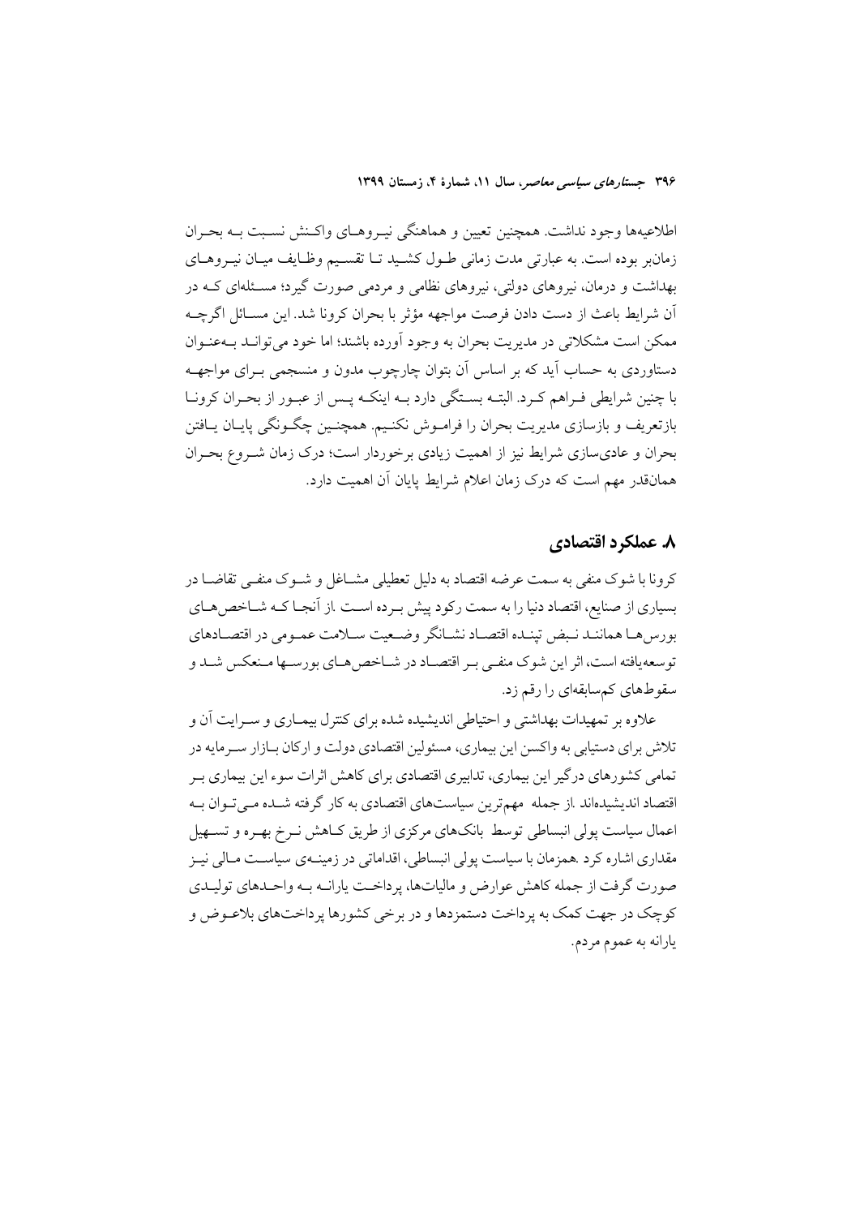اطلاعیه‌ها وجود نداشت. همچنین تعیین و هماهنگی نیروهای واکنش نسبت به بحران زمان‌بر بوده است. به عبارتی مدت زمانی طول کشید تا تقسیم وظایف میان نیروهای بهداشت و درمان، نیروهای دولتی، نیروهای نظامی و مردمی صورت گیرد؛ مسئله‌ای که در آن شرایط باعث از دست دادن فرصت مواجهه مؤثر با بحران کرونا شد. این مسائل اگرچه ممکن است مشکلاتی در مدیریت بحران به وجود آورده باشند؛ اما خود می‌توانند به‌عنوان دستاوردی به حساب آید که بر اساس آن بتوان چارچوب مدون و منسجمی برای مواجهه با چنین شرایطی فراهم کرد. البته بستگی دارد به اینکه پس از عبور از بحران کرونا بازتعریف و بازسازی مدیریت بحران را فراموش نکنیم. همچنین چگونگی پایان یافتن بحران و عادی‌سازی شرایط نیز از اهمیت زیادی برخوردار است؛ درک زمان شروع بحران همان‌قدر مهم است که درک زمان اعلام شرایط پایان آن اهمیت دارد.

## ۸. عملکرد اقتصادی

کرونا با شوک منفی به سمت عرضه اقتصاد به دلیل تعطیلی مشاغل و شوک منفی تقاضا در بسیاری از صنایع، اقتصاد دنیا را به سمت رکود پیش برده است .از آنجا که شاخص‌های بورس‌ها همانند نبض تپنده اقتصاد نشانگر وضعیت سلامت عمومی در اقتصادهای توسعه‌یافته است، اثر این شوک منفی بر اقتصاد در شاخص‌های بورسها منعکس شد و سقوطهای کم‌سابقه‌ای را رقم زد.

علاوه بر تمهیدات بهداشتی و احتیاطی اندیشیده شده برای کنترل بیماری و سرایت آن و تلاش برای دستیابی به واکسن این بیماری، مسئولین اقتصادی دولت و ارکان بازار سرمایه در تمامی کشورهای درگیر این بیماری، تدابیری اقتصادی برای کاهش اثرات سوء این بیماری بر اقتصاد اندیشیده‌اند .از جمله مهم‌ترین سیاست‌های اقتصادی به کار گرفته شده می‌توان به اعمال سیاست پولی انبساطی توسط بانک‌های مرکزی از طریق کاهش نرخ بهره و تسهیل مقداری اشاره کرد .همزمان با سیاست پولی انبساطی، اقداماتی در زمینه‌ی سیاست مالی نیز صورت گرفت از جمله کاهش عوارض و مالیات‌ها، پرداخت یارانه به واحدهای تولیدی کوچک در جهت کمک به پرداخت دستمزدها و در برخی کشورها پرداخت‌های بلاعوض و یارانه به عموم مردم.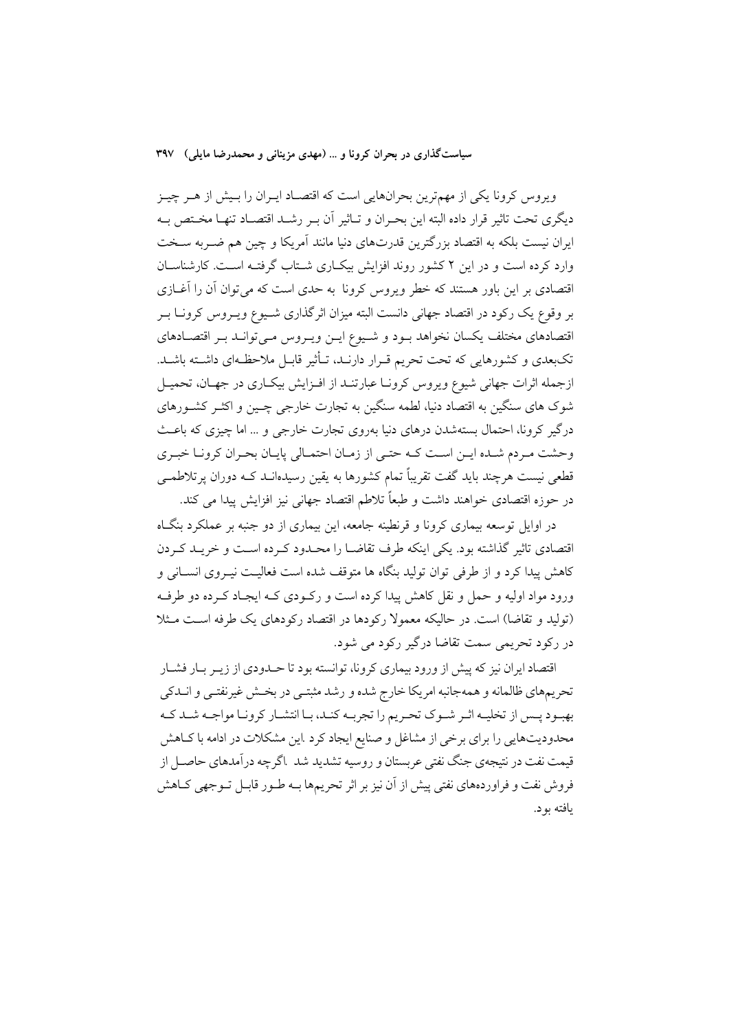ویروس کرونا یکی از مهم‌ترین بحران‌هایی است که اقتصاد ایران را بیش از هر چیز دیگری تحت تاثیر قرار داده البته این بحران و تاثیر آن بر رشد اقتصاد تنها مختص به ایران نیست بلکه به اقتصاد بزرگترین قدرت‌های دنیا مانند آمریکا و چین هم ضربه سخت وارد کرده است و در این ۲ کشور روند افزایش بیکاری شتاب گرفته است. کارشناسان اقتصادی بر این باور هستند که خطر ویروس کرونا به حدی است که می‌توان آن را آغازی بر وقوع یک رکود در اقتصاد جهانی دانست البته میزان اثرگذاری شیوع ویروس کرونا بر اقتصادهای مختلف یکسان نخواهد بود و شیوع این ویروس می‌تواند بر اقتصادهای تک‌بعدی و کشورهایی که تحت تحریم قرار دارند، تأثیر قابل ملاحظه‌ای داشته باشد. ازجمله اثرات جهانی شیوع ویروس کرونا عبارتند از افزایش بیکاری در جهان، تحمیل شوک های سنگین به اقتصاد دنیا، لطمه سنگین به تجارت خارجی چین و اکثر کشورهای درگیر کرونا، احتمال بسته‌شدن درهای دنیا به‌روی تجارت خارجی و ... اما چیزی که باعث وحشت مردم شده این است که حتی از زمان احتمالی پایان بحران کرونا خبری قطعی نیست هرچند باید گفت تقریباً تمام کشورها به یقین رسیده‌اند که دوران پرتلاطمی در حوزه اقتصادی خواهند داشت و طبعاً تلاطم اقتصاد جهانی نیز افزایش پیدا می کند.

در اوایل توسعه بیماری کرونا و قرنطینه جامعه، این بیماری از دو جنبه بر عملکرد بنگاه اقتصادی تاثیر گذاشته بود. یکی اینکه طرف تقاضا را محدود کرده است و خرید کردن کاهش پیدا کرد و از طرفی توان تولید بنگاه ها متوقف شده است فعالیت نیروی انسانی و ورود مواد اولیه و حمل و نقل کاهش پیدا کرده است و رکودی که ایجاد کرده دو طرفه (تولید و تقاضا) است. در حالیکه معمولا رکودها در اقتصاد رکودهای یک طرفه است مثلا در رکود تحریمی سمت تقاضا درگیر رکود می شود.

اقتصاد ایران نیز که پیش از ورود بیماری کرونا، توانسته بود تا حدودی از زیر بار فشار تحریم‌های ظالمانه و همه‌جانبه امریکا خارج شده و رشد مثبتی در بخش غیرنفتی و اندکی بهبود پس از تخلیه اثر شوک تحریم را تجربه کند، با انتشار کرونا مواجه شد که محدودیت‌هایی را برای برخی از مشاغل و صنایع ایجاد کرد .این مشکلات در ادامه با کاهش قیمت نفت در نتیجه‌ی جنگ نفتی عربستان و روسیه تشدید شد .اگرچه درآمدهای حاصل از فروش نفت و فراورده‌های نفتی پیش از آن نیز بر اثر تحریم‌ها به طور قابل توجهی کاهش یافته بود.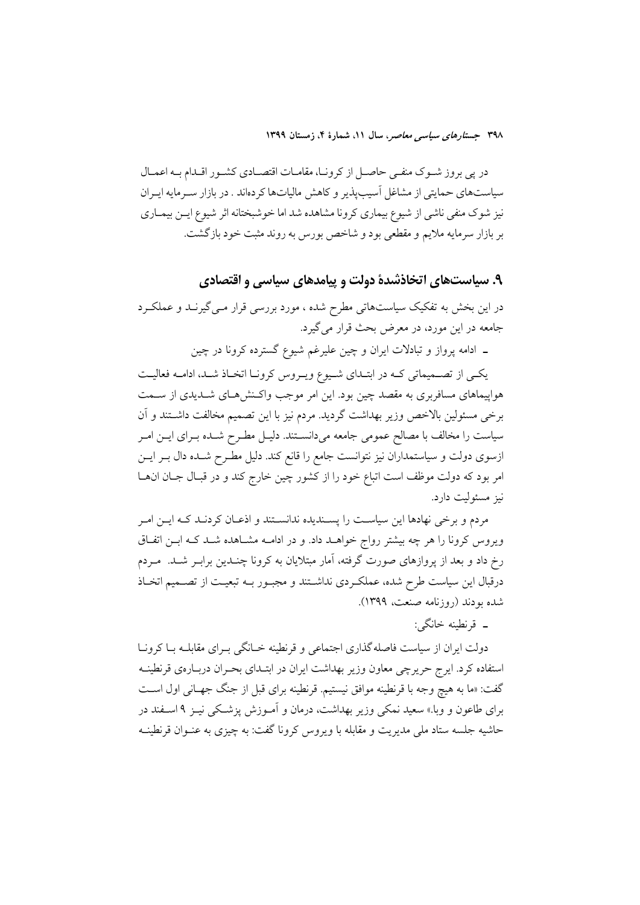در پی بروز شوک منفی حاصل از کرونا، مقامات اقتصادی کشور اقدام به اعمال سیاست‌های حمایتی از مشاغل آسیب‌پذیر و کاهش مالیات‌ها کرده‌اند . در بازار سرمایه ایران نیز شوک منفی ناشی از شیوع بیماری کرونا مشاهده شد اما خوشبختانه اثر شیوع این بیماری بر بازار سرمایه ملایم و مقطعی بود و شاخص بورس به روند مثبت خود بازگشت.

## ۹. سیاست‌های اتخاذشدهٔ دولت و پیامدهای سیاسی و اقتصادی

در این بخش به تفکیک سیاست‌هاتی مطرح شده ، مورد بررسی قرار می‌گیرند و عملکرد جامعه در این مورد، در معرض بحث قرار می‌گیرد.

ـ ادامه پرواز و تبادلات ایران و چین علیرغم شیوع گسترده کرونا در چین

یکی از تصمیماتی که در ابتدای شیوع ویروس کرونا اتخاذ شد، ادامه فعالیت هواپیماهای مسافربری به مقصد چین بود. این امر موجب واکنش‌های شدیدی از سمت برخی مسئولین بالاخص وزیر بهداشت گردید. مردم نیز با این تصمیم مخالفت داشتند و آن سیاست را مخالف با مصالح عمومی جامعه می‌دانستند. دلیل مطرح شده برای این امر ازسوی دولت و سیاستمداران نیز نتوانست جامع را قانع کند. دلیل مطرح شده دال بر این امر بود که دولت موظف است اتباع خود را از کشور چین خارج کند و در قبال جان انها نیز مسئولیت دارد.

مردم و برخی نهادها این سیاست را پسندیده ندانستند و اذعان کردند که این امر ویروس کرونا را هر چه بیشتر رواج خواهد داد. و در ادامه مشاهده شد که این اتفاق رخ داد و بعد از پروازهای صورت گرفته، آمار مبتلایان به کرونا چندین برابر شد. مردم درقبال این سیاست طرح شده، عملکردی نداشتند و مجبور به تبعیت از تصمیم اتخاذ شده بودند (روزنامه صنعت، ۱۳۹۹).

ـ قرنطینه خانگی:

دولت ایران از سیاست فاصله‌گذاری اجتماعی و قرنطینه خانگی برای مقابله با کرونا استفاده کرد. ایرج حریرچی معاون وزیر بهداشت ایران در ابتدای بحران دربارهٔ قرنطینه گفت: «ما به هیچ وجه با قرنطینه موافق نیستیم. قرنطینه برای قبل از جنگ جهانی اول است برای طاعون و وبا.» سعید نمکی وزیر بهداشت، درمان و آموزش پزشکی نیز ۹ اسفند در حاشیه جلسه ستاد ملی مدیریت و مقابله با ویروس کرونا گفت: به چیزی به عنوان قرنطینه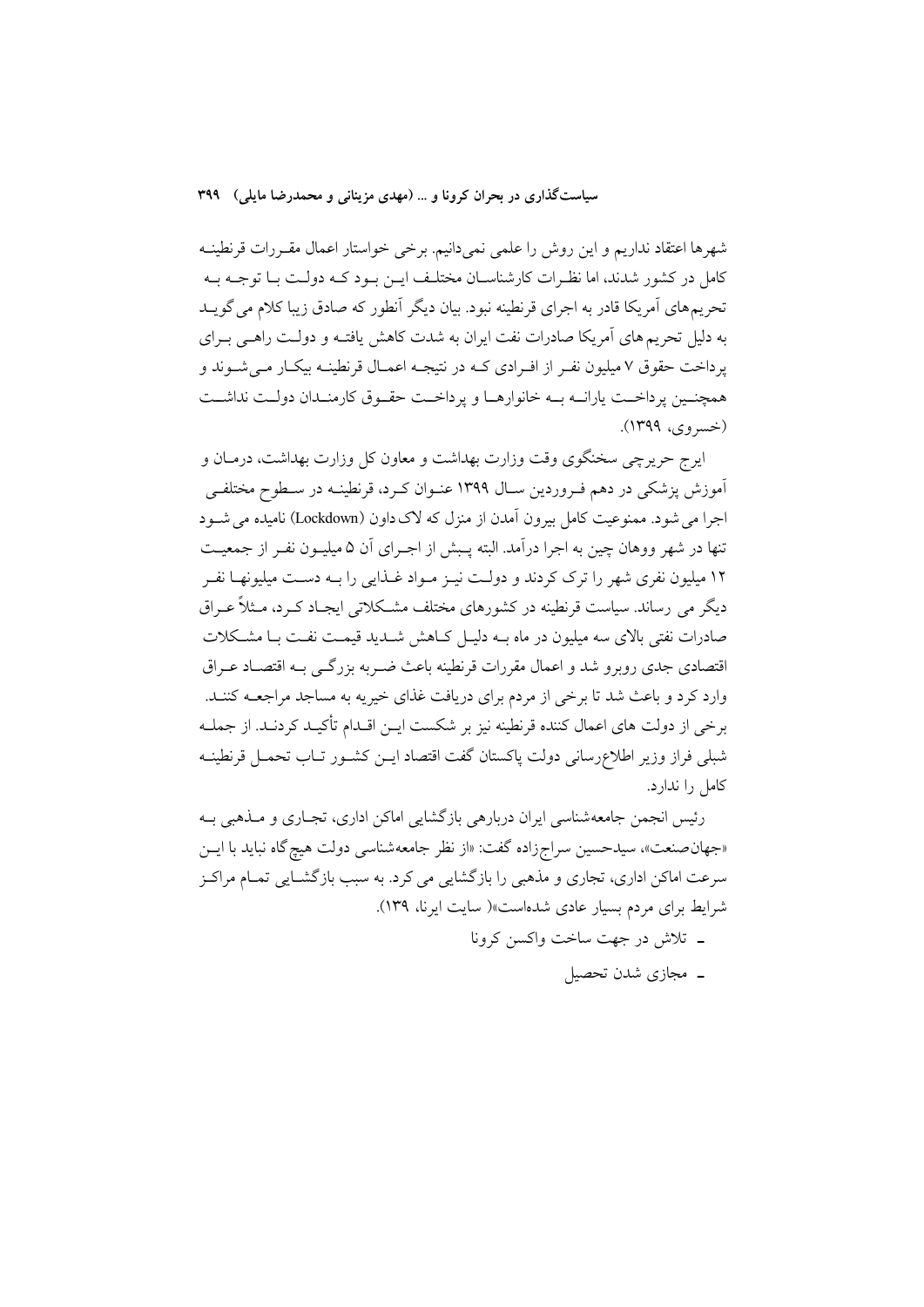شهرها اعتقاد نداریم و این روش را علمی نمی‌دانیم. برخی خواستار اعمال مقررات قرنطینه کامل در کشور شدند، اما نظرات کارشناسان مختلف این بود که دولت با توجه به تحریم‌های آمریکا قادر به اجرای قرنطینه نبود. بیان دیگر آنطور که صادق زیبا کلام می گوید به دلیل تحریم های آمریکا صادرات نفت ایران به شدت کاهش یافته و دولت راهی برای پرداخت حقوق ۷ میلیون نفر از افرادی که در نتیجه اعمال قرنطینه بیکار می‌شوند و همچنین پرداخت یارانه به خانوارها و پرداخت حقوق کارمندان دولت نداشت (خسروی، ۱۳۹۹).

ایرج حریرچی سخنگوی وقت وزارت بهداشت و معاون کل وزارت بهداشت، درمان و آموزش پزشکی در دهم فروردین سال ۱۳۹۹ عنوان کرد، قرنطینه در سطوح مختلفی اجرا می شود. ممنوعیت کامل بیرون آمدن از منزل که لاک داون (Lockdown) نامیده می شود تنها در شهر ووهان چین به اجرا درآمد. البته پیش از اجرای آن ۵ میلیون نفر از جمعیت ۱۲ میلیون نفری شهر را ترک کردند و دولت نیز مواد غذایی را به دست میلیونها نفر دیگر می رساند. سیاست قرنطینه در کشورهای مختلف مشکلاتی ایجاد کرد، مثلاً عراق صادرات نفتی بالای سه میلیون در ماه به دلیل کاهش شدید قیمت نفت با مشکلات اقتصادی جدی روبرو شد و اعمال مقررات قرنطینه باعث ضربه بزرگی به اقتصاد عراق وارد کرد و باعث شد تا برخی از مردم برای دریافت غذای خیریه به مساجد مراجعه کنند. برخی از دولت های اعمال کننده قرنطینه نیز بر شکست این اقدام تأکید کردند. از جمله شبلی فراز وزیر اطلاع‌رسانی دولت پاکستان گفت اقتصاد این کشور تاب تحمل قرنطینه کامل را ندارد.

رئیس انجمن جامعه‌شناسی ایران دربارهی بازگشایی اماکن اداری، تجاری و مذهبی به «جهان‌صنعت»، سیدحسین سراج‌زاده گفت: «از نظر جامعه‌شناسی دولت هیچ‌گاه نباید با این سرعت اماکن اداری، تجاری و مذهبی را بازگشایی می کرد. به سبب بازگشایی تمام مراکز شرایط برای مردم بسیار عادی شده‌است»( سایت ایرنا، ۱۳۹).

- تلاش در جهت ساخت واکسن کرونا
- مجازی شدن تحصیل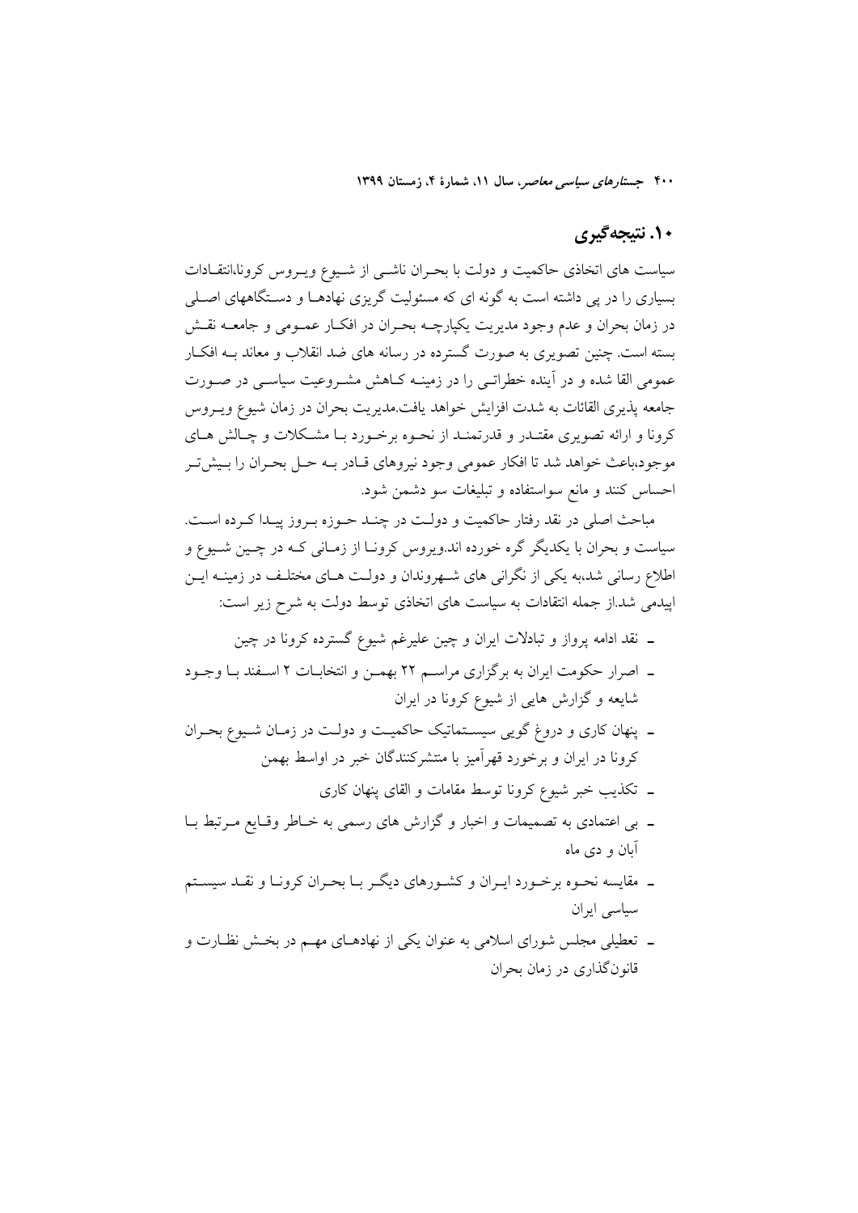## ۱۰. نتیجه‌گیری

سیاست های اتخاذی حاکمیت و دولت با بحـران ناشـی از شـیوع ویـروس کرونا،انتقـادات بسیاری را در پی داشته است به گونه ای که مسئولیت گریزی نهادهـا و دسـتگاههای اصـلی در زمان بحران و عدم وجود مدیریت یکپارچـه بحـران در افکـار عمـومی و جامعـه نقـش بسته است. چنین تصویری به صورت گسترده در رسانه های ضد انقلاب و معاند بـه افکـار عمومی القا شده و در آینده خطراتـی را در زمینـه کـاهش مشـروعیت سیاسـی در صـورت جامعه پذیری القائات به شدت افزایش خواهد یافت.مدیریت بحران در زمان شیوع ویـروس کرونا و ارائه تصویری مقتـدر و قدرتمنـد از نحـوه برخـورد بـا مشـکلات و چـالش هـای موجود،باعث خواهد شد تا افکار عمومی وجود نیروهای قـادر بـه حـل بحـران را بـیش‌تـر احساس کنند و مانع سواستفاده و تبلیغات سو دشمن شود.

مباحث اصلی در نقد رفتار حاکمیت و دولـت در چنـد حـوزه بـروز پیـدا کـرده اسـت. سیاست و بحران با یکدیگر گره خورده اند.ویروس کرونـا از زمـانی کـه در چـین شـیوع و اطلاع رسانی شد،به یکی از نگرانی های شـهروندان و دولـت هـای مختلـف در زمینـه ایـن اپیدمی شد.از جمله انتقادات به سیاست های اتخاذی توسط دولت به شرح زیر است:

- نقد ادامه پرواز و تبادلات ایران و چین علیرغم شیوع گسترده کرونا در چین
- اصرار حکومت ایران به برگزاری مراسـم ۲۲ بهمـن و انتخابـات ۲ اسـفند بـا وجـود شایعه و گزارش هایی از شیوع کرونا در ایران
- پنهان کاری و دروغ گویی سیسـتماتیک حاکمیـت و دولـت در زمـان شـیوع بحـران کرونا در ایران و برخورد قهرآمیز با منتشرکنندگان خبر در اواسط بهمن
- تکذیب خبر شیوع کرونا توسط مقامات و القای پنهان کاری
- بی اعتمادی به تصمیمات و اخبار و گزارش های رسمی به خـاطر وقـایع مـرتبط بـا آبان و دی ماه
- مقایسه نحـوه برخـورد ایـران و کشـورهای دیگـر بـا بحـران کرونـا و نقـد سیسـتم سیاسی ایران
- تعطیلی مجلس شورای اسلامی به عنوان یکی از نهادهـای مهـم در بخـش نظـارت و قانون‌گذاری در زمان بحران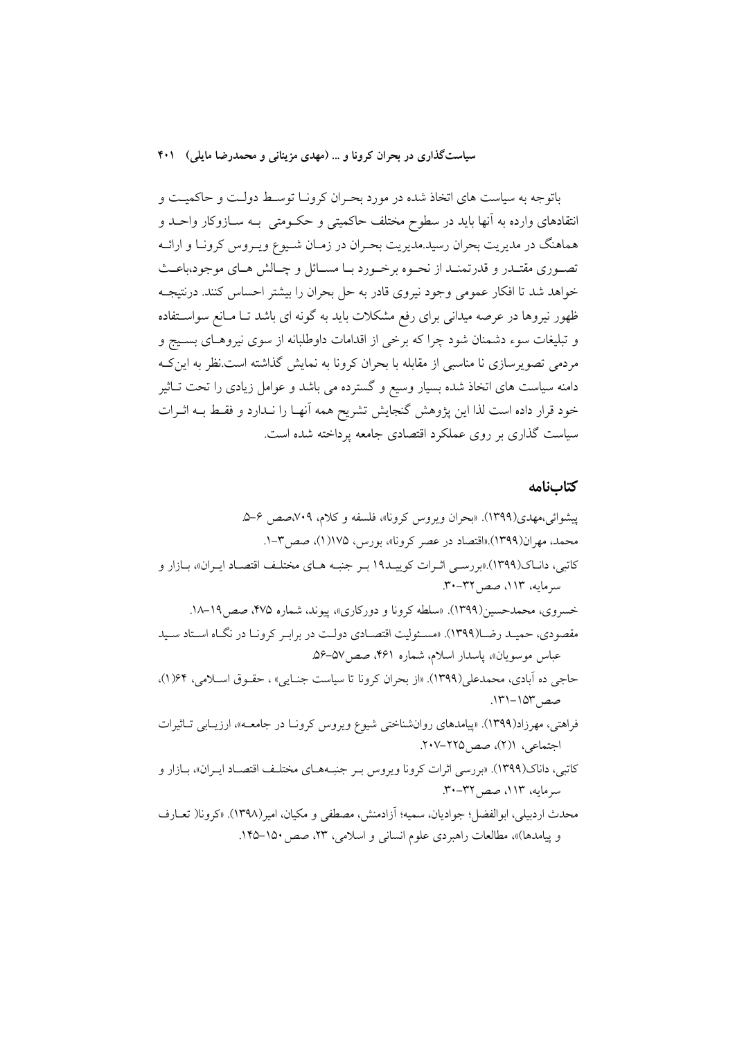باتوجه به سیاست های اتخاذ شده در مورد بحران کرونا توسط دولت و حاکمیت و انتقادهای وارده به آنها باید در سطوح مختلف حاکمیتی و حکومتی به سازوکار واحد و هماهنگ در مدیریت بحران رسید.مدیریت بحران در زمان شیوع ویروس کرونا و ارائه تصوری مقتدر و قدرتمند از نحوه برخورد با مسائل و چالش های موجود،باعث خواهد شد تا افکار عمومی وجود نیروی قادر به حل بحران را بیشتر احساس کنند. درنتیجه ظهور نیروها در عرصه میدانی برای رفع مشکلات باید به گونه ای باشد تا مانع سواستفاده و تبلیغات سوء دشمنان شود چرا که برخی از اقدامات داوطلبانه از سوی نیروهای بسیج و مردمی تصویرسازی نا مناسبی از مقابله با بحران کرونا به نمایش گذاشته است.نظر به اینکه دامنه سیاست های اتخاذ شده بسیار وسیع و گسترده می باشد و عوامل زیادی را تحت تاثیر خود قرار داده است لذا این پژوهش گنجایش تشریح همه آنها را ندارد و فقط به اثرات سیاست گذاری بر روی عملکرد اقتصادی جامعه پرداخته شده است.

## کتاب‌نامه

پیشوائی،مهدی(۱۳۹۹). «بحران ویروس کرونا»، فلسفه و کلام، ۷۰۹،صص ۶-۵.

محمد، مهران(۱۳۹۹).«اقتصاد در عصر کرونا»، بورس، ۱۷۵(۱)، صص۳-۱.

کاتبی، داناک(۱۳۹۹).«بررسی اثرات کووید۱۹ بر جنبه های مختلف اقتصاد ایران»، بازار و سرمایه، ۱۱۳، صص۳۲-۳۰.

خسروی، محمدحسین(۱۳۹۹). «سلطه کرونا و دورکاری»، پیوند، شماره ۴۷۵، صص۱۹-۱۸.

مقصودی، حمید رضا(۱۳۹۹). «مسئولیت اقتصادی دولت در برابر کرونا در نگاه استاد سید عباس موسویان»، پاسدار اسلام، شماره ۴۶۱، صص۵۷-۵۶.

حاجی ده آبادی، محمدعلی(۱۳۹۹). «از بحران کرونا تا سیاست جنایی» ، حقوق اسلامی، ۶۴(۱)، صص۱۵۳-۱۳۱.

فراهتی، مهرزاد(۱۳۹۹). «پیامدهای روان‌شناختی شیوع ویروس کرونا در جامعه»، ارزیابی تاثیرات اجتماعی، ۱(۲)، صص۲۲۵-۲۰۷.

کاتبی، داناک(۱۳۹۹). «بررسی اثرات کرونا ویروس بر جنبه‌های مختلف اقتصاد ایران»، بازار و سرمایه، ۱۱۳، صص۳۲-۳۰.

محدث اردبیلی، ابوالفضل؛ جوادیان، سمیه؛ آزادمنش، مصطفی و مکیان، امیر(۱۳۹۸). «کرونا( تعارف و پیامدها)»، مطالعات راهبردی علوم انسانی و اسلامی، ۲۳، صص۱۵۰-۱۴۵.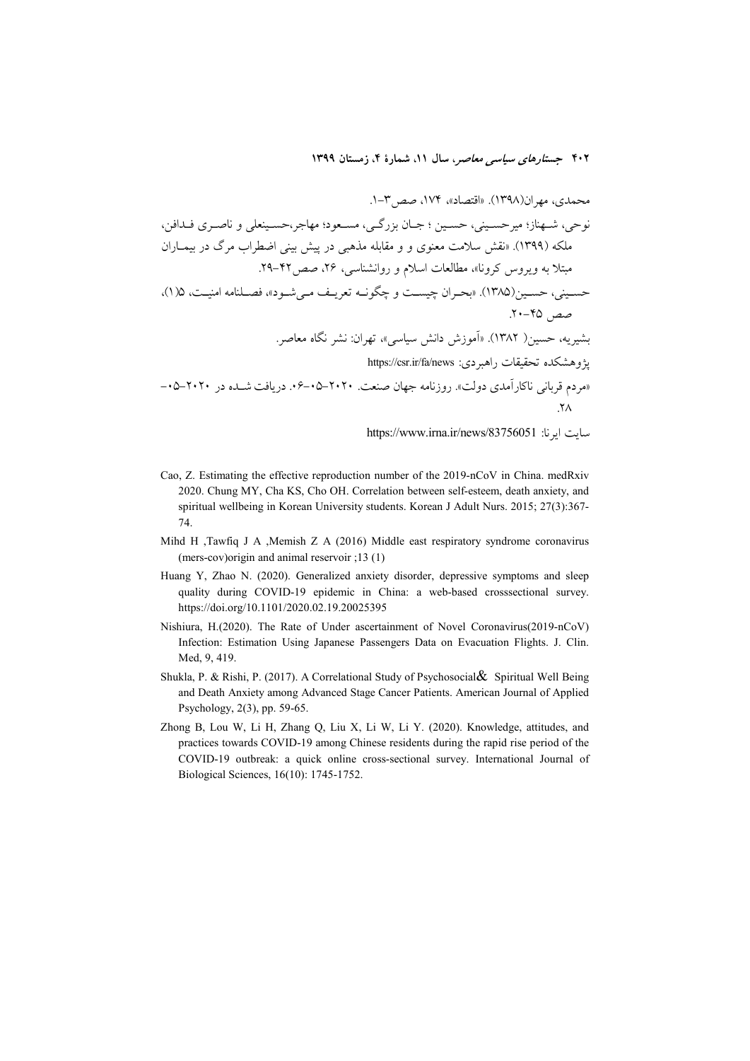محمدی، مهران(۱۳۹۸). «اقتصاد»، ۱۷۴، صص۳-۱.

نوحی، شهناز؛ میرحسینی، حسین ؛ جان بزرگی، مسعود؛ مهاجر،حسینعلی و ناصری فدافن، ملکه (۱۳۹۹). «نقش سلامت معنوی و و مقابله مذهبی در پیش بینی اضطراب مرگ در بیماران مبتلا به ویروس کرونا»، مطالعات اسلام و روانشناسی، ۲۶، صص۴۲-۲۹.

حسینی، حسین(۱۳۸۵). «بحران چیست و چگونه تعریف می‌شود»، فصلنامه امنیت، ۵(۱)، صص ۴۵-۲۰.

بشیریه، حسین( ۱۳۸۲). «آموزش دانش سیاسی»، تهران: نشر نگاه معاصر.

پژوهشکده تحقیقات راهبردی: https://csr.ir/fa/news

«مردم قربانی ناکارآمدی دولت». روزنامه جهان صنعت. ۲۰۲۰-۰۵-۰۶. دریافت شده در ۲۰۲۰-۰۵-۲۸.

سایت ایرنا: https://www.irna.ir/news/83756051

Cao, Z. Estimating the effective reproduction number of the 2019-nCoV in China. medRxiv 2020. Chung MY, Cha KS, Cho OH. Correlation between self-esteem, death anxiety, and spiritual wellbeing in Korean University students. Korean J Adult Nurs. 2015; 27(3):367-74.

Mihd H ,Tawfiq J A ,Memish Z A (2016) Middle east respiratory syndrome coronavirus (mers-cov)origin and animal reservoir ;13 (1)

Huang Y, Zhao N. (2020). Generalized anxiety disorder, depressive symptoms and sleep quality during COVID-19 epidemic in China: a web-based crosssectional survey. https://doi.org/10.1101/2020.02.19.20025395

Nishiura, H.(2020). The Rate of Under ascertainment of Novel Coronavirus(2019-nCoV) Infection: Estimation Using Japanese Passengers Data on Evacuation Flights. J. Clin. Med, 9, 419.

Shukla, P. & Rishi, P. (2017). A Correlational Study of Psychosocial & Spiritual Well Being and Death Anxiety among Advanced Stage Cancer Patients. American Journal of Applied Psychology, 2(3), pp. 59-65.

Zhong B, Lou W, Li H, Zhang Q, Liu X, Li W, Li Y. (2020). Knowledge, attitudes, and practices towards COVID-19 among Chinese residents during the rapid rise period of the COVID-19 outbreak: a quick online cross-sectional survey. International Journal of Biological Sciences, 16(10): 1745-1752.